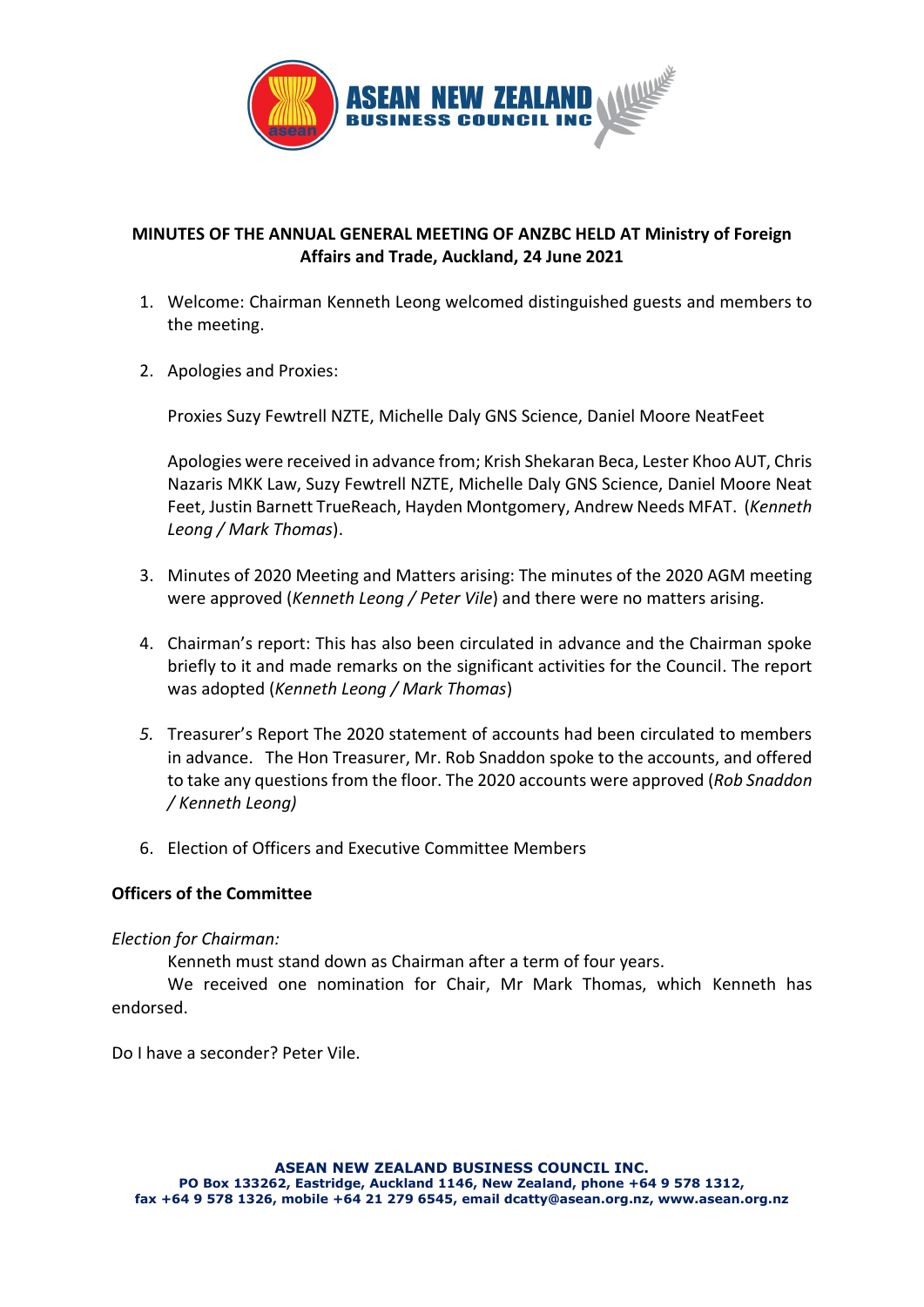**MINUTES OF THE ANNUAL GENERAL MEETING OF ANZBC HELD AT Ministry of Foreign Affairs and Trade, Auckland, 24 June 2021**

1. Welcome: Chairman Kenneth Leong welcomed distinguished guests and members to the meeting.

2. Apologies and Proxies:

   Proxies Suzy Fewtrell NZTE, Michelle Daly GNS Science, Daniel Moore NeatFeet

   Apologies were received in advance from; Krish Shekaran Beca, Lester Khoo AUT, Chris Nazaris MKK Law, Suzy Fewtrell NZTE, Michelle Daly GNS Science, Daniel Moore Neat Feet, Justin Barnett TrueReach, Hayden Montgomery, Andrew Needs MFAT. (*Kenneth Leong / Mark Thomas*).

3. Minutes of 2020 Meeting and Matters arising: The minutes of the 2020 AGM meeting were approved (*Kenneth Leong / Peter Vile*) and there were no matters arising.

4. Chairman's report: This has also been circulated in advance and the Chairman spoke briefly to it and made remarks on the significant activities for the Council. The report was adopted (*Kenneth Leong / Mark Thomas*)

5. Treasurer's Report The 2020 statement of accounts had been circulated to members in advance. The Hon Treasurer, Mr. Rob Snaddon spoke to the accounts, and offered to take any questions from the floor. The 2020 accounts were approved (*Rob Snaddon / Kenneth Leong)*

6. Election of Officers and Executive Committee Members

**Officers of the Committee**

*Election for Chairman:*

Kenneth must stand down as Chairman after a term of four years.

We received one nomination for Chair, Mr Mark Thomas, which Kenneth has endorsed.

Do I have a seconder? Peter Vile.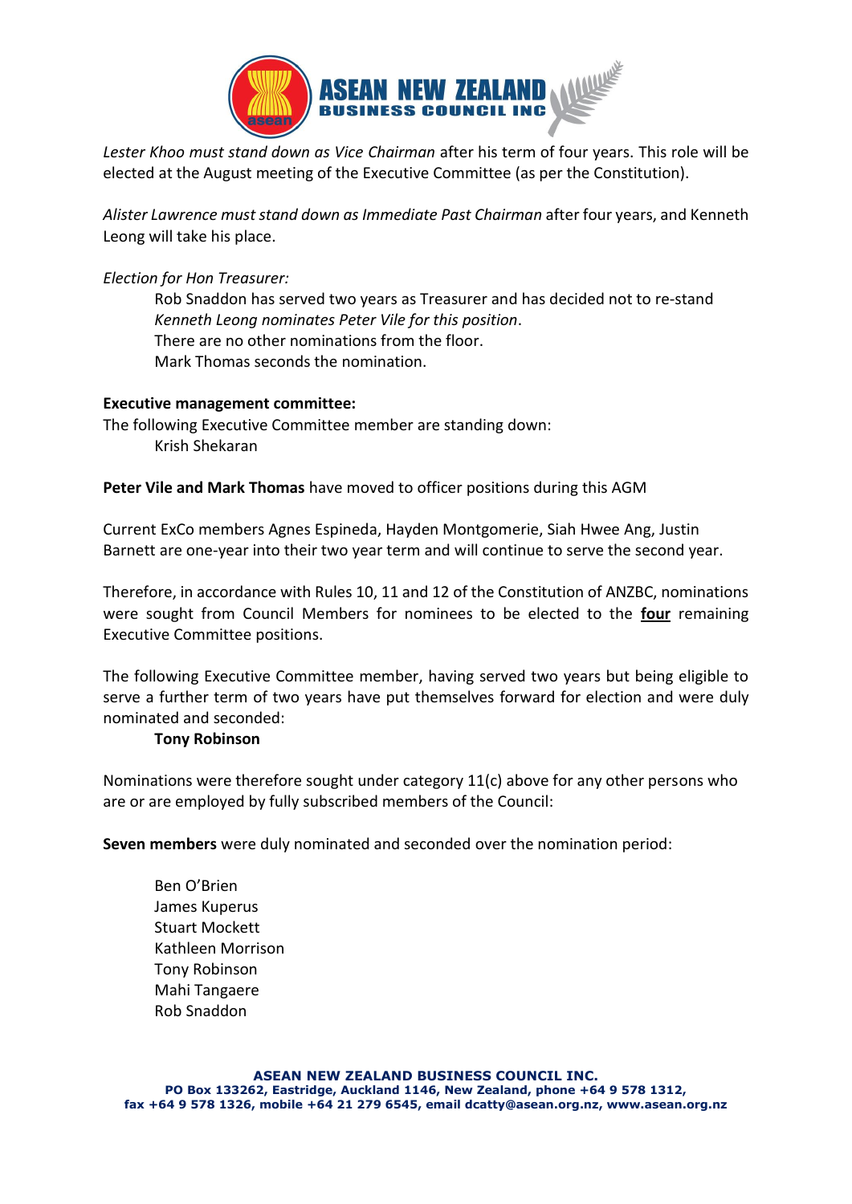*Lester Khoo must stand down as Vice Chairman* after his term of four years. This role will be elected at the August meeting of the Executive Committee (as per the Constitution).

*Alister Lawrence must stand down as Immediate Past Chairman* after four years, and Kenneth Leong will take his place.

*Election for Hon Treasurer:*

Rob Snaddon has served two years as Treasurer and has decided not to re-stand
*Kenneth Leong nominates Peter Vile for this position*.
There are no other nominations from the floor.
Mark Thomas seconds the nomination.

**Executive management committee:**

The following Executive Committee member are standing down:

Krish Shekaran

**Peter Vile and Mark Thomas** have moved to officer positions during this AGM

Current ExCo members Agnes Espineda, Hayden Montgomerie, Siah Hwee Ang, Justin Barnett are one-year into their two year term and will continue to serve the second year.

Therefore, in accordance with Rules 10, 11 and 12 of the Constitution of ANZBC, nominations were sought from Council Members for nominees to be elected to the **<u>four</u>** remaining Executive Committee positions.

The following Executive Committee member, having served two years but being eligible to serve a further term of two years have put themselves forward for election and were duly nominated and seconded:

**Tony Robinson**

Nominations were therefore sought under category 11(c) above for any other persons who are or are employed by fully subscribed members of the Council:

**Seven members** were duly nominated and seconded over the nomination period:

Ben O'Brien
James Kuperus
Stuart Mockett
Kathleen Morrison
Tony Robinson
Mahi Tangaere
Rob Snaddon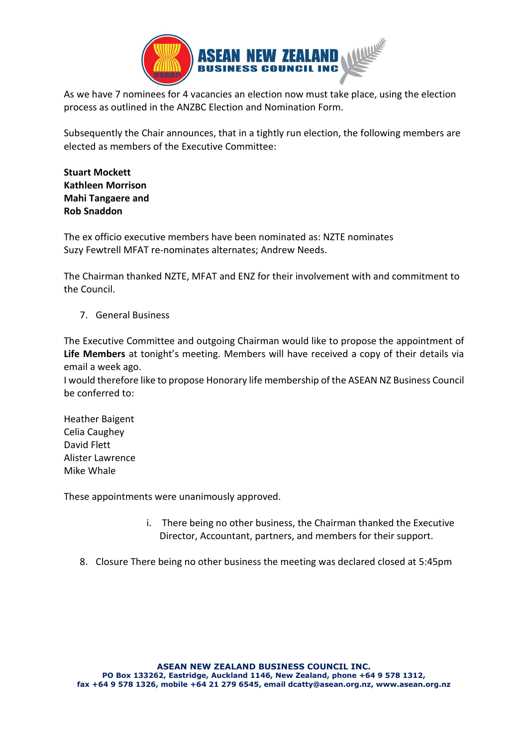As we have 7 nominees for 4 vacancies an election now must take place, using the election process as outlined in the ANZBC Election and Nomination Form.

Subsequently the Chair announces, that in a tightly run election, the following members are elected as members of the Executive Committee:

**Stuart Mockett**
**Kathleen Morrison**
**Mahi Tangaere and**
**Rob Snaddon**

The ex officio executive members have been nominated as: NZTE nominates Suzy Fewtrell MFAT re-nominates alternates; Andrew Needs.

The Chairman thanked NZTE, MFAT and ENZ for their involvement with and commitment to the Council.

7. General Business

The Executive Committee and outgoing Chairman would like to propose the appointment of **Life Members** at tonight's meeting. Members will have received a copy of their details via email a week ago.
I would therefore like to propose Honorary life membership of the ASEAN NZ Business Council be conferred to:

Heather Baigent
Celia Caughey
David Flett
Alister Lawrence
Mike Whale

These appointments were unanimously approved.

i. There being no other business, the Chairman thanked the Executive Director, Accountant, partners, and members for their support.

8. Closure There being no other business the meeting was declared closed at 5:45pm